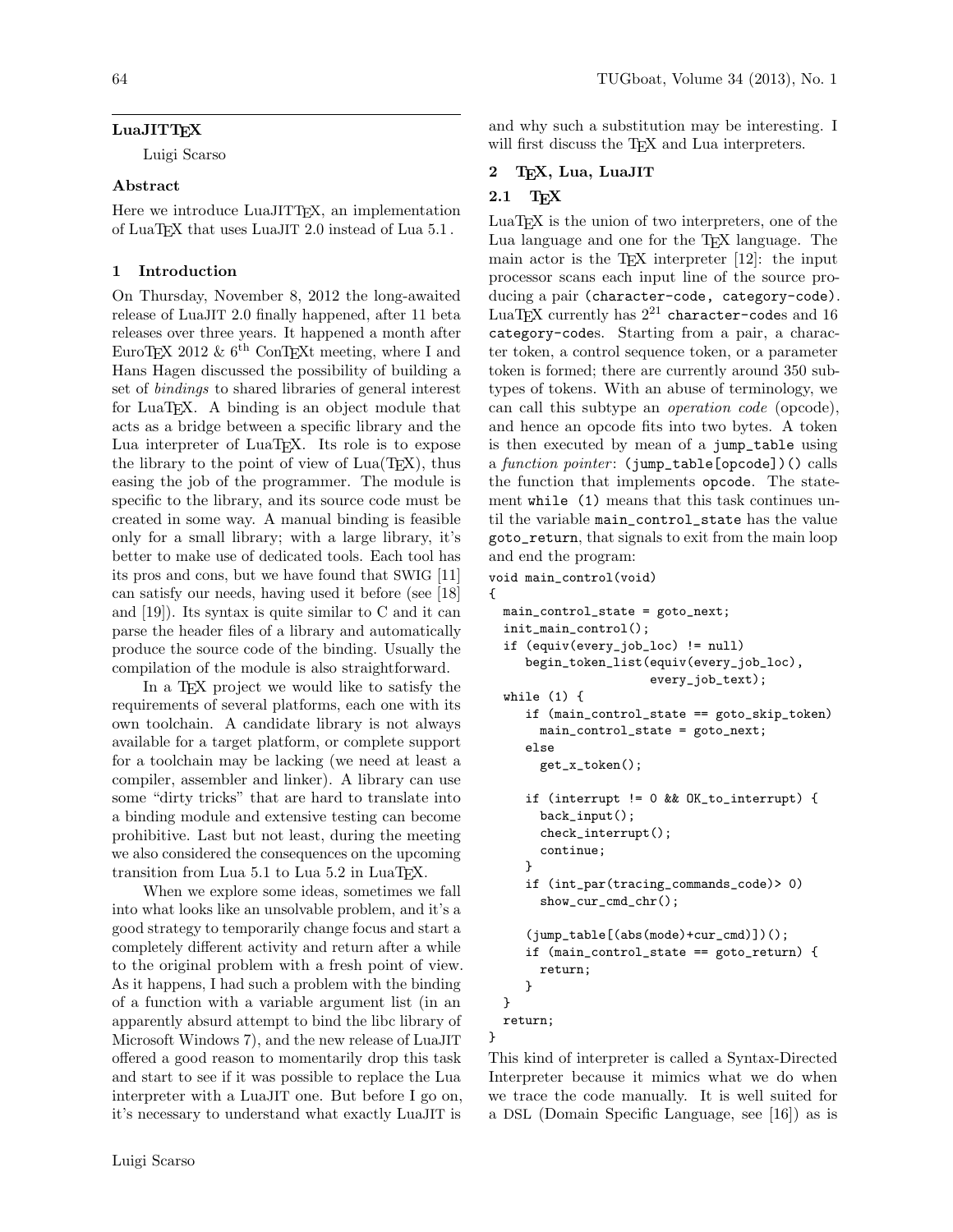# LuaJITTEX

Luigi Scarso

## Abstract

Here we introduce LuaJITTEX, an implementation of LuaTEX that uses LuaJIT 2.0 instead of Lua 5.1.

## 1 Introduction

On Thursday, November 8, 2012 the long-awaited release of LuaJIT 2.0 finally happened, after 11 beta releases over three years. It happened a month after EuroTEX 2012 & 6th ConTEXt meeting, where I and Hans Hagen discussed the possibility of building a set of *bindings* to shared libraries of general interest for LuaTEX. A binding is an object module that acts as a bridge between a specific library and the Lua interpreter of LuaTEX. Its role is to expose the library to the point of view of Lua(TEX), thus easing the job of the programmer. The module is specific to the library, and its source code must be created in some way. A manual binding is feasible only for a small library; with a large library, it's better to make use of dedicated tools. Each tool has its pros and cons, but we have found that SWIG [11] can satisfy our needs, having used it before (see [18] and [19]). Its syntax is quite similar to C and it can parse the header files of a library and automatically produce the source code of the binding. Usually the compilation of the module is also straightforward.

In a TEX project we would like to satisfy the requirements of several platforms, each one with its own toolchain. A candidate library is not always available for a target platform, or complete support for a toolchain may be lacking (we need at least a compiler, assembler and linker). A library can use some "dirty tricks" that are hard to translate into a binding module and extensive testing can become prohibitive. Last but not least, during the meeting we also considered the consequences on the upcoming transition from Lua 5.1 to Lua 5.2 in LuaTEX.

When we explore some ideas, sometimes we fall into what looks like an unsolvable problem, and it's a good strategy to temporarily change focus and start a completely different activity and return after a while to the original problem with a fresh point of view. As it happens, I had such a problem with the binding of a function with a variable argument list (in an apparently absurd attempt to bind the libc library of Microsoft Windows 7), and the new release of LuaJIT offered a good reason to momentarily drop this task and start to see if it was possible to replace the Lua interpreter with a LuaJIT one. But before I go on, it's necessary to understand what exactly LuaJIT is and why such a substitution may be interesting. I will first discuss the TEX and Lua interpreters.

## 2 TEX, Lua, LuaJIT

### 2.1 TEX

LuaTEX is the union of two interpreters, one of the Lua language and one for the TEX language. The main actor is the TEX interpreter [12]: the input processor scans each input line of the source producing a pair `(character-code, category-code)`. LuaTEX currently has $2^{21}$ `character-code`s and 16 `category-code`s. Starting from a pair, a character token, a control sequence token, or a parameter token is formed; there are currently around 350 subtypes of tokens. With an abuse of terminology, we can call this subtype an *operation code* (opcode), and hence an opcode fits into two bytes. A token is then executed by mean of a `jump_table` using a *function pointer*: `(jump_table[opcode])()` calls the function that implements `opcode`. The statement `while (1)` means that this task continues until the variable `main_control_state` has the value `goto_return`, that signals to exit from the main loop and end the program:

```
void main_control(void)
{
  main_control_state = goto_next;
  init_main_control();
  if (equiv(every_job_loc) != null)
     begin_token_list(equiv(every_job_loc),
                      every_job_text);
  while (1) {
     if (main_control_state == goto_skip_token)
       main_control_state = goto_next;
     else
       get_x_token();

     if (interrupt != 0 && OK_to_interrupt) {
       back_input();
       check_interrupt();
       continue;
     }
     if (int_par(tracing_commands_code)> 0)
       show_cur_cmd_chr();

     (jump_table[(abs(mode)+cur_cmd)])();
     if (main_control_state == goto_return) {
       return;
     }
  }
  return;
}
```

This kind of interpreter is called a Syntax-Directed Interpreter because it mimics what we do when we trace the code manually. It is well suited for a DSL (Domain Specific Language, see [16]) as is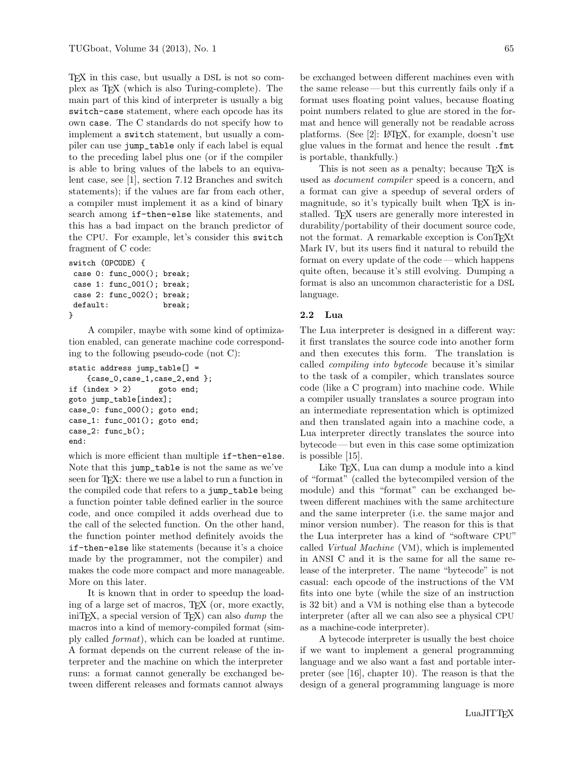TeX in this case, but usually a DSL is not so complex as TeX (which is also Turing-complete). The main part of this kind of interpreter is usually a big `switch-case` statement, where each opcode has its own `case`. The C standards do not specify how to implement a `switch` statement, but usually a compiler can use `jump_table` only if each label is equal to the preceding label plus one (or if the compiler is able to bring values of the labels to an equivalent case, see [1], section 7.12 Branches and switch statements); if the values are far from each other, a compiler must implement it as a kind of binary search among `if-then-else` like statements, and this has a bad impact on the branch predictor of the CPU. For example, let's consider this `switch` fragment of C code:

```
switch (OPCODE) {
 case 0: func_000(); break;
 case 1: func_001(); break;
 case 2: func_002(); break;
 default:            break;
}
```

A compiler, maybe with some kind of optimization enabled, can generate machine code corresponding to the following pseudo-code (not C):

```
static address jump_table[] =
    {case_0,case_1,case_2,end };
if (index > 2)      goto end;
goto jump_table[index];
case_0: func_000(); goto end;
case_1: func_001(); goto end;
case_2: func_b();
end:
```

which is more efficient than multiple `if-then-else`. Note that this `jump_table` is not the same as we've seen for TeX: there we use a label to run a function in the compiled code that refers to a `jump_table` being a function pointer table defined earlier in the source code, and once compiled it adds overhead due to the call of the selected function. On the other hand, the function pointer method definitely avoids the `if-then-else` like statements (because it's a choice made by the programmer, not the compiler) and makes the code more compact and more manageable. More on this later.

It is known that in order to speedup the loading of a large set of macros, TeX (or, more exactly, iniTeX, a special version of TeX) can also *dump* the macros into a kind of memory-compiled format (simply called *format*), which can be loaded at runtime. A format depends on the current release of the interpreter and the machine on which the interpreter runs: a format cannot generally be exchanged between different releases and formats cannot always be exchanged between different machines even with the same release — but this currently fails only if a format uses floating point values, because floating point numbers related to glue are stored in the format and hence will generally not be readable across platforms. (See [2]: LaTeX, for example, doesn't use glue values in the format and hence the result `.fmt` is portable, thankfully.)

This is not seen as a penalty; because TeX is used as *document compiler* speed is a concern, and a format can give a speedup of several orders of magnitude, so it's typically built when TeX is installed. TeX users are generally more interested in durability/portability of their document source code, not the format. A remarkable exception is ConTeXt Mark IV, but its users find it natural to rebuild the format on every update of the code — which happens quite often, because it's still evolving. Dumping a format is also an uncommon characteristic for a DSL language.

## 2.2 Lua

The Lua interpreter is designed in a different way: it first translates the source code into another form and then executes this form. The translation is called *compiling into bytecode* because it's similar to the task of a compiler, which translates source code (like a C program) into machine code. While a compiler usually translates a source program into an intermediate representation which is optimized and then translated again into a machine code, a Lua interpreter directly translates the source into bytecode — but even in this case some optimization is possible [15].

Like TeX, Lua can dump a module into a kind of "format" (called the bytecompiled version of the module) and this "format" can be exchanged between different machines with the same architecture and the same interpreter (i.e. the same major and minor version number). The reason for this is that the Lua interpreter has a kind of "software CPU" called *Virtual Machine* (VM), which is implemented in ANSI C and it is the same for all the same release of the interpreter. The name "bytecode" is not casual: each opcode of the instructions of the VM fits into one byte (while the size of an instruction is 32 bit) and a VM is nothing else than a bytecode interpreter (after all we can also see a physical CPU as a machine-code interpreter).

A bytecode interpreter is usually the best choice if we want to implement a general programming language and we also want a fast and portable interpreter (see [16], chapter 10). The reason is that the design of a general programming language is more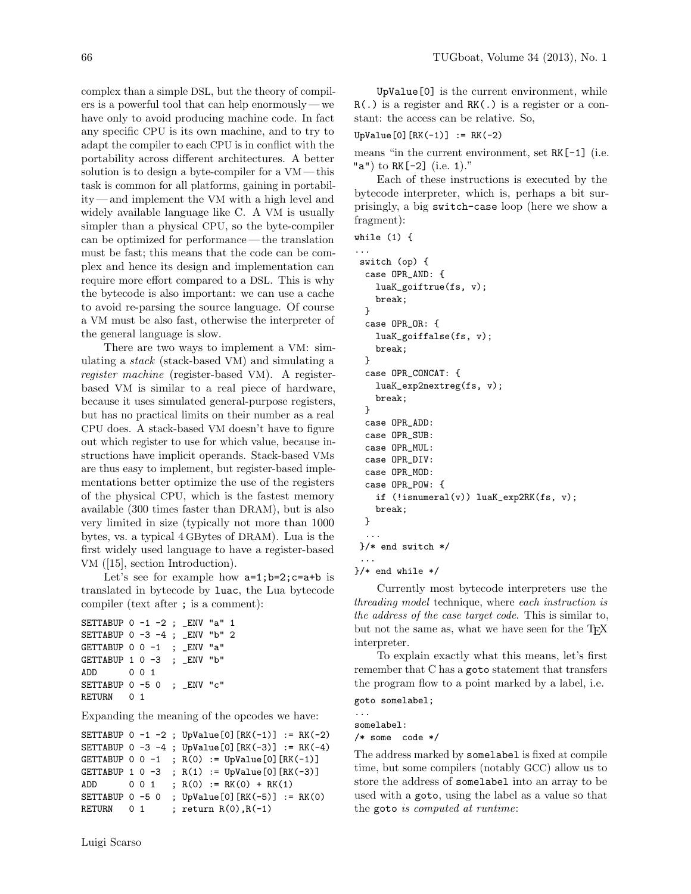complex than a simple DSL, but the theory of compilers is a powerful tool that can help enormously — we have only to avoid producing machine code. In fact any specific CPU is its own machine, and to try to adapt the compiler to each CPU is in conflict with the portability across different architectures. A better solution is to design a byte-compiler for a VM — this task is common for all platforms, gaining in portability — and implement the VM with a high level and widely available language like C. A VM is usually simpler than a physical CPU, so the byte-compiler can be optimized for performance — the translation must be fast; this means that the code can be complex and hence its design and implementation can require more effort compared to a DSL. This is why the bytecode is also important: we can use a cache to avoid re-parsing the source language. Of course a VM must be also fast, otherwise the interpreter of the general language is slow.

There are two ways to implement a VM: simulating a *stack* (stack-based VM) and simulating a *register machine* (register-based VM). A register-based VM is similar to a real piece of hardware, because it uses simulated general-purpose registers, but has no practical limits on their number as a real CPU does. A stack-based VM doesn't have to figure out which register to use for which value, because instructions have implicit operands. Stack-based VMs are thus easy to implement, but register-based implementations better optimize the use of the registers of the physical CPU, which is the fastest memory available (300 times faster than DRAM), but is also very limited in size (typically not more than 1000 bytes, vs. a typical 4 GBytes of DRAM). Lua is the first widely used language to have a register-based VM ([15], section Introduction).

Let's see for example how `a=1;b=2;c=a+b` is translated in bytecode by `luac`, the Lua bytecode compiler (text after `;` is a comment):

```
SETTABUP 0 -1 -2 ; _ENV "a" 1
SETTABUP 0 -3 -4 ; _ENV "b" 2
GETTABUP 0 0 -1  ; _ENV "a"
GETTABUP 1 0 -3  ; _ENV "b"
ADD      0 0 1
SETTABUP 0 -5 0  ; _ENV "c"
RETURN   0 1
```

Expanding the meaning of the opcodes we have:

```
SETTABUP 0 -1 -2 ; UpValue[0][RK(-1)] := RK(-2)
SETTABUP 0 -3 -4 ; UpValue[0][RK(-3)] := RK(-4)
GETTABUP 0 0 -1  ; R(0) := UpValue[0][RK(-1)]
GETTABUP 1 0 -3  ; R(1) := UpValue[0][RK(-3)]
ADD      0 0 1   ; R(0) := RK(0) + RK(1)
SETTABUP 0 -5 0  ; UpValue[0][RK(-5)] := RK(0)
RETURN   0 1     ; return R(0),R(-1)
```

`UpValue[0]` is the current environment, while `R(.)` is a register and `RK(.)` is a register or a constant: the access can be relative. So,

```
UpValue[0][RK(-1)] := RK(-2)
```

means "in the current environment, set `RK[-1]` (i.e. `"a"`) to `RK[-2]` (i.e. `1`)."

Each of these instructions is executed by the bytecode interpreter, which is, perhaps a bit surprisingly, a big `switch-case` loop (here we show a fragment):

```
while (1) {
...
 switch (op) {
  case OPR_AND: {
    luaK_goiftrue(fs, v);
    break;
  }
  case OPR_OR: {
    luaK_goiffalse(fs, v);
    break;
  }
  case OPR_CONCAT: {
    luaK_exp2nextreg(fs, v);
    break;
  }
  case OPR_ADD:
  case OPR_SUB:
  case OPR_MUL:
  case OPR_DIV:
  case OPR_MOD:
  case OPR_POW: {
    if (!isnumeral(v)) luaK_exp2RK(fs, v);
    break;
  }
  ...
 }/* end switch */
 ...
}/* end while */
```

Currently most bytecode interpreters use the *threading model* technique, where *each instruction is the address of the case target code*. This is similar to, but not the same as, what we have seen for the TeX interpreter.

To explain exactly what this means, let's first remember that C has a `goto` statement that transfers the program flow to a point marked by a label, i.e.

```
goto somelabel;
...
somelabel:
/* some  code */
```

The address marked by `somelabel` is fixed at compile time, but some compilers (notably GCC) allow us to store the address of `somelabel` into an array to be used with a `goto`, using the label as a value so that the `goto` *is computed at runtime*: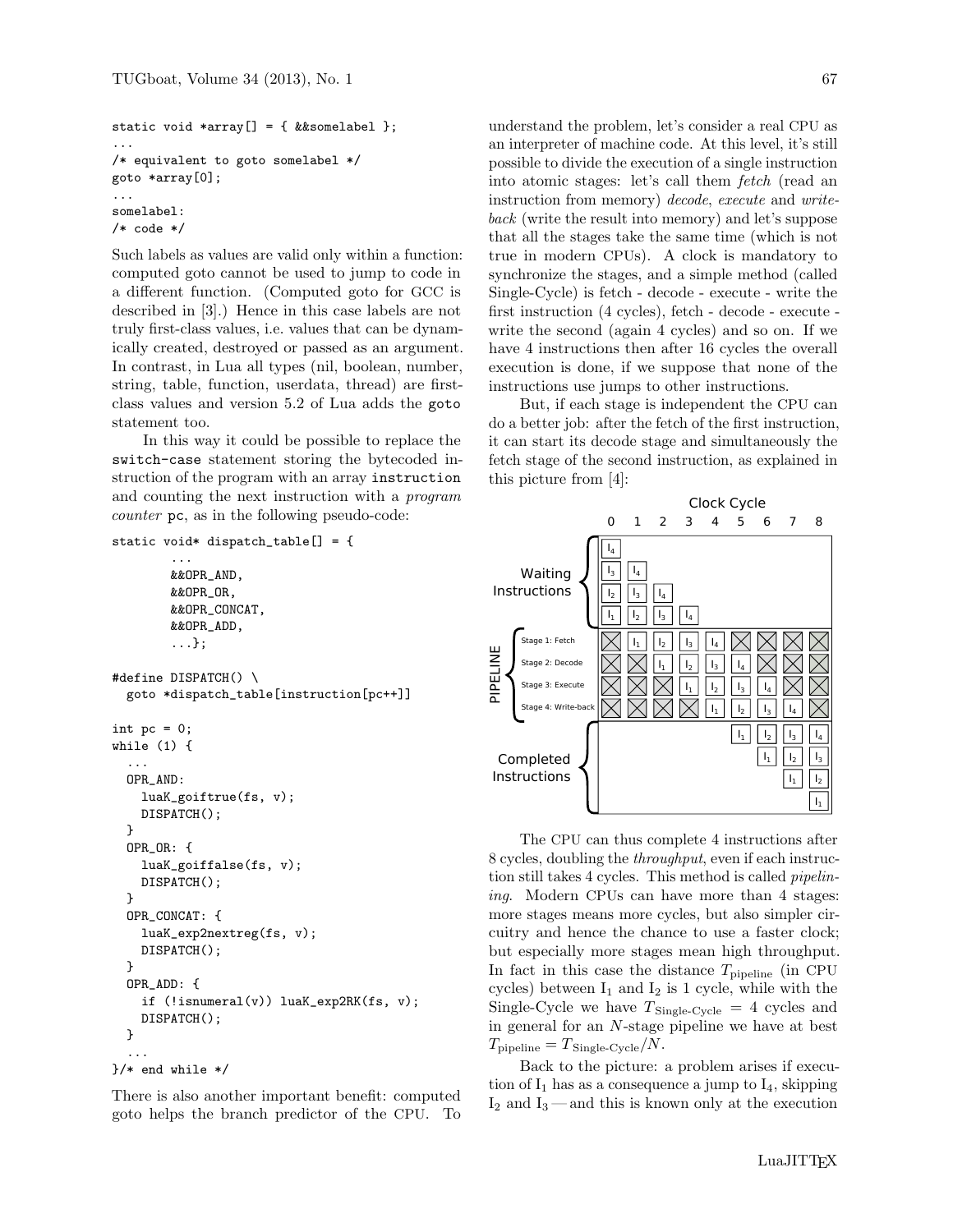```
static void *array[] = { &&somelabel };
...
/* equivalent to goto somelabel */
goto *array[0];
...
somelabel:
/* code */
```

Such labels as values are valid only within a function: computed goto cannot be used to jump to code in a different function. (Computed goto for GCC is described in [3].) Hence in this case labels are not truly first-class values, i.e. values that can be dynamically created, destroyed or passed as an argument. In contrast, in Lua all types (nil, boolean, number, string, table, function, userdata, thread) are first-class values and version 5.2 of Lua adds the `goto` statement too.

In this way it could be possible to replace the `switch-case` statement storing the bytecoded instruction of the program with an array `instruction` and counting the next instruction with a *program counter* `pc`, as in the following pseudo-code:

```
static void* dispatch_table[] = {
        ...
        &&OPR_AND,
        &&OPR_OR,
        &&OPR_CONCAT,
        &&OPR_ADD,
        ...};

#define DISPATCH() \
  goto *dispatch_table[instruction[pc++]]

int pc = 0;
while (1) {
  ...
  OPR_AND:
    luaK_goiftrue(fs, v);
    DISPATCH();
  }
  OPR_OR: {
    luaK_goiffalse(fs, v);
    DISPATCH();
  }
  OPR_CONCAT: {
    luaK_exp2nextreg(fs, v);
    DISPATCH();
  }
  OPR_ADD: {
    if (!isnumeral(v)) luaK_exp2RK(fs, v);
    DISPATCH();
  }
  ...
}/* end while */
```

There is also another important benefit: computed goto helps the branch predictor of the CPU. To understand the problem, let's consider a real CPU as an interpreter of machine code. At this level, it's still possible to divide the execution of a single instruction into atomic stages: let's call them *fetch* (read an instruction from memory) *decode*, *execute* and *write-back* (write the result into memory) and let's suppose that all the stages take the same time (which is not true in modern CPUs). A clock is mandatory to synchronize the stages, and a simple method (called Single-Cycle) is fetch - decode - execute - write the first instruction (4 cycles), fetch - decode - execute - write the second (again 4 cycles) and so on. If we have 4 instructions then after 16 cycles the overall execution is done, if we suppose that none of the instructions use jumps to other instructions.

But, if each stage is independent the CPU can do a better job: after the fetch of the first instruction, it can start its decode stage and simultaneously the fetch stage of the second instruction, as explained in this picture from [4]:

| | 0 | 1 | 2 | 3 | 4 | 5 | 6 | 7 | 8 |
|---|---|---|---|---|---|---|---|---|---|
| Waiting Instructions | $I_4$ | | | | | | | | |
| | $I_3$ | $I_4$ | | | | | | | |
| | $I_2$ | $I_3$ | $I_4$ | | | | | | |
| | $I_1$ | $I_2$ | $I_3$ | $I_4$ | | | | | |
| PIPELINE Stage 1: Fetch | ☒ | $I_1$ | $I_2$ | $I_3$ | $I_4$ | ☒ | ☒ | ☒ | ☒ |
| Stage 2: Decode | ☒ | ☒ | $I_1$ | $I_2$ | $I_3$ | $I_4$ | ☒ | ☒ | ☒ |
| Stage 3: Execute | ☒ | ☒ | ☒ | $I_1$ | $I_2$ | $I_3$ | $I_4$ | ☒ | ☒ |
| Stage 4: Write-back | ☒ | ☒ | ☒ | ☒ | $I_1$ | $I_2$ | $I_3$ | $I_4$ | ☒ |
| Completed Instructions | | | | | | $I_1$ | $I_2$ | $I_3$ | $I_4$ |
| | | | | | | | $I_1$ | $I_2$ | $I_3$ |
| | | | | | | | | $I_1$ | $I_2$ |
| | | | | | | | | | $I_1$ |

The CPU can thus complete 4 instructions after 8 cycles, doubling the *throughput*, even if each instruction still takes 4 cycles. This method is called *pipelining*. Modern CPUs can have more than 4 stages: more stages means more cycles, but also simpler circuitry and hence the chance to use a faster clock; but especially more stages mean high throughput. In fact in this case the distance $T_{\text{pipeline}}$ (in CPU cycles) between $I_1$ and $I_2$ is 1 cycle, while with the Single-Cycle we have $T_{\text{Single-Cycle}} = 4$ cycles and in general for an $N$-stage pipeline we have at best $T_{\text{pipeline}} = T_{\text{Single-Cycle}}/N$.

Back to the picture: a problem arises if execution of $I_1$ has as a consequence a jump to $I_4$, skipping $I_2$ and $I_3$ — and this is known only at the execution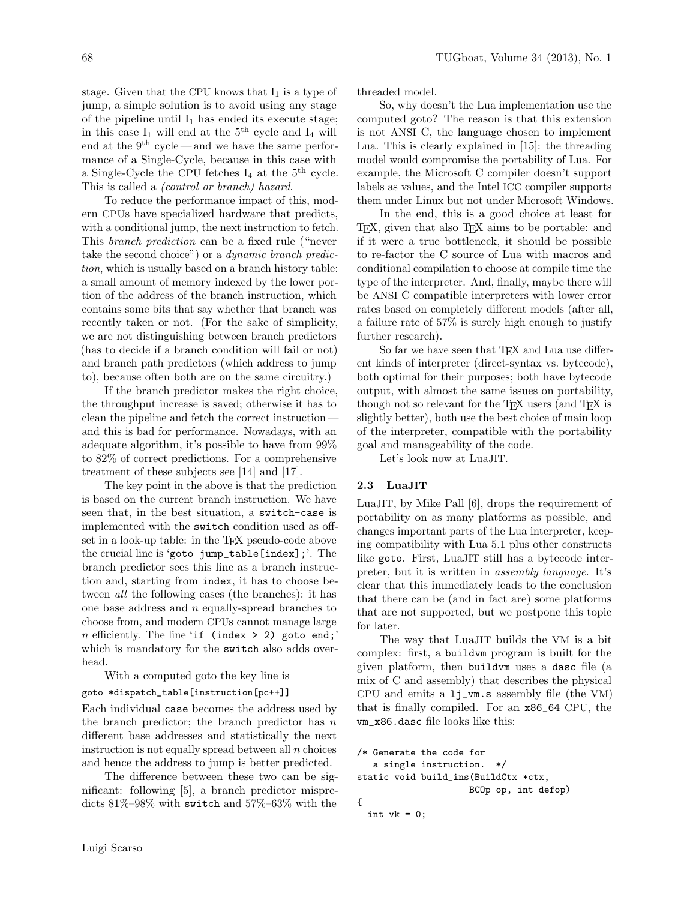stage. Given that the CPU knows that $I_1$ is a type of jump, a simple solution is to avoid using any stage of the pipeline until $I_1$ has ended its execute stage; in this case $I_1$ will end at the 5th cycle and $I_4$ will end at the 9th cycle — and we have the same performance of a Single-Cycle, because in this case with a Single-Cycle the CPU fetches $I_4$ at the 5th cycle. This is called a *(control or branch) hazard*.

To reduce the performance impact of this, modern CPUs have specialized hardware that predicts, with a conditional jump, the next instruction to fetch. This *branch prediction* can be a fixed rule ("never take the second choice") or a *dynamic branch prediction*, which is usually based on a branch history table: a small amount of memory indexed by the lower portion of the address of the branch instruction, which contains some bits that say whether that branch was recently taken or not. (For the sake of simplicity, we are not distinguishing between branch predictors (has to decide if a branch condition will fail or not) and branch path predictors (which address to jump to), because often both are on the same circuitry.)

If the branch predictor makes the right choice, the throughput increase is saved; otherwise it has to clean the pipeline and fetch the correct instruction — and this is bad for performance. Nowadays, with an adequate algorithm, it's possible to have from 99% to 82% of correct predictions. For a comprehensive treatment of these subjects see [14] and [17].

The key point in the above is that the prediction is based on the current branch instruction. We have seen that, in the best situation, a `switch-case` is implemented with the `switch` condition used as offset in a look-up table: in the TeX pseudo-code above the crucial line is '`goto jump_table[index];`'. The branch predictor sees this line as a branch instruction and, starting from `index`, it has to choose between *all* the following cases (the branches): it has one base address and $n$ equally-spread branches to choose from, and modern CPUs cannot manage large $n$ efficiently. The line '`if (index > 2) goto end;`' which is mandatory for the `switch` also adds overhead.

With a computed goto the key line is

```
goto *dispatch_table[instruction[pc++]]
```

Each individual `case` becomes the address used by the branch predictor; the branch predictor has $n$ different base addresses and statistically the next instruction is not equally spread between all $n$ choices and hence the address to jump is better predicted.

The difference between these two can be significant: following [5], a branch predictor mispredicts 81%–98% with `switch` and 57%–63% with the threaded model.

So, why doesn't the Lua implementation use the computed goto? The reason is that this extension is not ANSI C, the language chosen to implement Lua. This is clearly explained in [15]: the threading model would compromise the portability of Lua. For example, the Microsoft C compiler doesn't support labels as values, and the Intel ICC compiler supports them under Linux but not under Microsoft Windows.

In the end, this is a good choice at least for TeX, given that also TeX aims to be portable: and if it were a true bottleneck, it should be possible to re-factor the C source of Lua with macros and conditional compilation to choose at compile time the type of the interpreter. And, finally, maybe there will be ANSI C compatible interpreters with lower error rates based on completely different models (after all, a failure rate of 57% is surely high enough to justify further research).

So far we have seen that TeX and Lua use different kinds of interpreter (direct-syntax vs. bytecode), both optimal for their purposes; both have bytecode output, with almost the same issues on portability, though not so relevant for the TeX users (and TeX is slightly better), both use the best choice of main loop of the interpreter, compatible with the portability goal and manageability of the code.

Let's look now at LuaJIT.

### 2.3 LuaJIT

LuaJIT, by Mike Pall [6], drops the requirement of portability on as many platforms as possible, and changes important parts of the Lua interpreter, keeping compatibility with Lua 5.1 plus other constructs like `goto`. First, LuaJIT still has a bytecode interpreter, but it is written in *assembly language*. It's clear that this immediately leads to the conclusion that there can be (and in fact are) some platforms that are not supported, but we postpone this topic for later.

The way that LuaJIT builds the VM is a bit complex: first, a `buildvm` program is built for the given platform, then `buildvm` uses a `dasc` file (a mix of C and assembly) that describes the physical CPU and emits a `lj_vm.s` assembly file (the VM) that is finally compiled. For an `x86_64` CPU, the `vm_x86.dasc` file looks like this:

```
/* Generate the code for
   a single instruction.  */
static void build_ins(BuildCtx *ctx,
                      BCOp op, int defop)
{
  int vk = 0;
```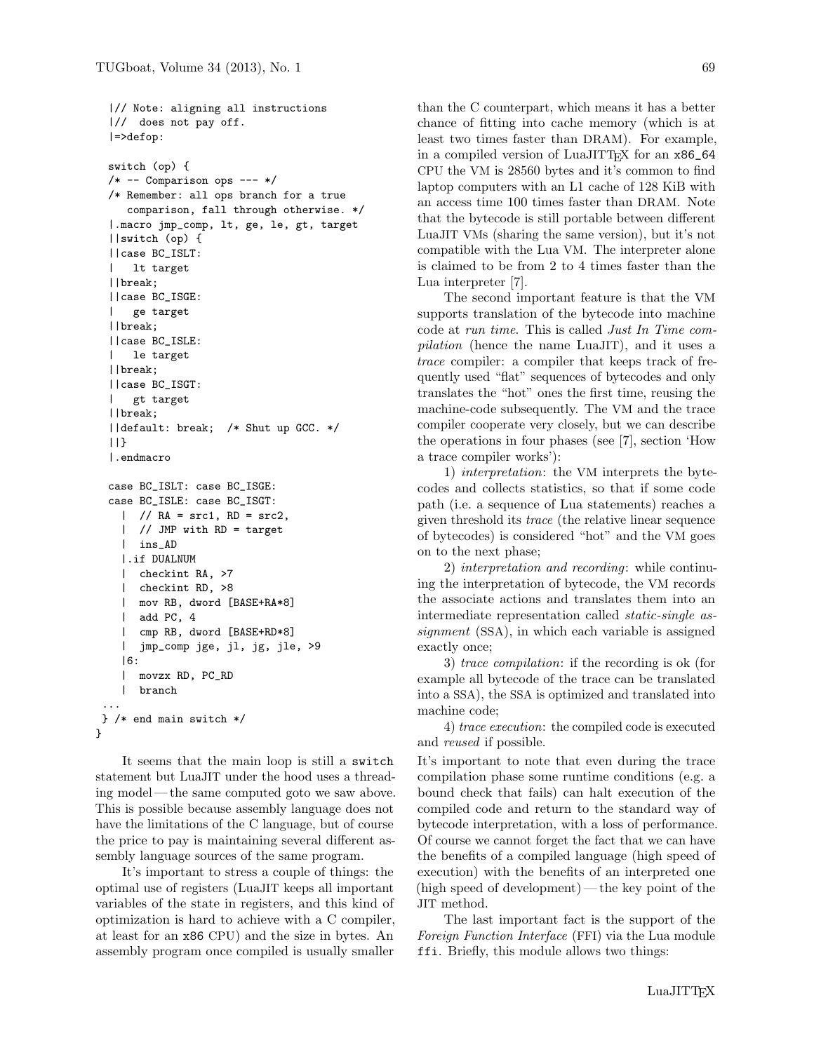```
  |// Note: aligning all instructions
  |//  does not pay off.
  |=>defop:

  switch (op) {
  /* -- Comparison ops --- */
  /* Remember: all ops branch for a true
     comparison, fall through otherwise. */
  |.macro jmp_comp, lt, ge, le, gt, target
  ||switch (op) {
  ||case BC_ISLT:
  |   lt target
  ||break;
  ||case BC_ISGE:
  |   ge target
  ||break;
  ||case BC_ISLE:
  |   le target
  ||break;
  ||case BC_ISGT:
  |   gt target
  ||break;
  ||default: break;  /* Shut up GCC. */
  ||}
  |.endmacro

  case BC_ISLT: case BC_ISGE:
  case BC_ISLE: case BC_ISGT:
    |  // RA = src1, RD = src2,
    |  // JMP with RD = target
    |  ins_AD
    |.if DUALNUM
    |  checkint RA, >7
    |  checkint RD, >8
    |  mov RB, dword [BASE+RA*8]
    |  add PC, 4
    |  cmp RB, dword [BASE+RD*8]
    |  jmp_comp jge, jl, jg, jle, >9
    |6:
    |  movzx RD, PC_RD
    |  branch
 ...
 } /* end main switch */
}
```

It seems that the main loop is still a `switch` statement but LuaJIT under the hood uses a threading model — the same computed goto we saw above. This is possible because assembly language does not have the limitations of the C language, but of course the price to pay is maintaining several different assembly language sources of the same program.

It's important to stress a couple of things: the optimal use of registers (LuaJIT keeps all important variables of the state in registers, and this kind of optimization is hard to achieve with a C compiler, at least for an x86 CPU) and the size in bytes. An assembly program once compiled is usually smaller than the C counterpart, which means it has a better chance of fitting into cache memory (which is at least two times faster than DRAM). For example, in a compiled version of LuaJITTEX for an `x86_64` CPU the VM is 28560 bytes and it's common to find laptop computers with an L1 cache of 128 KiB with an access time 100 times faster than DRAM. Note that the bytecode is still portable between different LuaJIT VMs (sharing the same version), but it's not compatible with the Lua VM. The interpreter alone is claimed to be from 2 to 4 times faster than the Lua interpreter [7].

The second important feature is that the VM supports translation of the bytecode into machine code at *run time*. This is called *Just In Time compilation* (hence the name LuaJIT), and it uses a *trace* compiler: a compiler that keeps track of frequently used "flat" sequences of bytecodes and only translates the "hot" ones the first time, reusing the machine-code subsequently. The VM and the trace compiler cooperate very closely, but we can describe the operations in four phases (see [7], section 'How a trace compiler works'):

1) *interpretation*: the VM interprets the bytecodes and collects statistics, so that if some code path (i.e. a sequence of Lua statements) reaches a given threshold its *trace* (the relative linear sequence of bytecodes) is considered "hot" and the VM goes on to the next phase;

2) *interpretation and recording*: while continuing the interpretation of bytecode, the VM records the associate actions and translates them into an intermediate representation called *static-single assignment* (SSA), in which each variable is assigned exactly once;

3) *trace compilation*: if the recording is ok (for example all bytecode of the trace can be translated into a SSA), the SSA is optimized and translated into machine code;

4) *trace execution*: the compiled code is executed and *reused* if possible.

It's important to note that even during the trace compilation phase some runtime conditions (e.g. a bound check that fails) can halt execution of the compiled code and return to the standard way of bytecode interpretation, with a loss of performance. Of course we cannot forget the fact that we can have the benefits of a compiled language (high speed of execution) with the benefits of an interpreted one (high speed of development) — the key point of the JIT method.

The last important fact is the support of the *Foreign Function Interface* (FFI) via the Lua module `ffi`. Briefly, this module allows two things: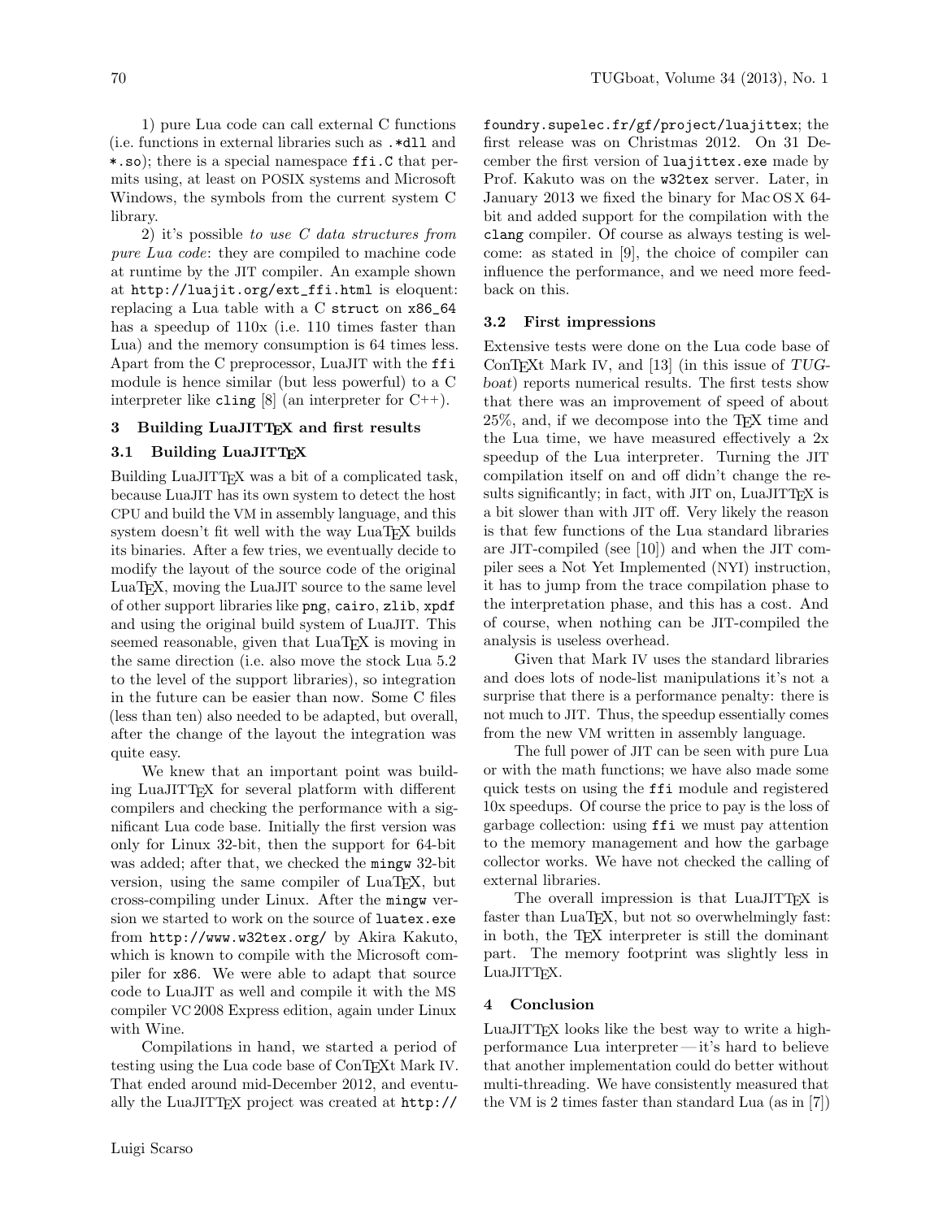1) pure Lua code can call external C functions (i.e. functions in external libraries such as .*dll and *.so); there is a special namespace ffi.C that permits using, at least on POSIX systems and Microsoft Windows, the symbols from the current system C library.

2) it's possible *to use C data structures from pure Lua code*: they are compiled to machine code at runtime by the JIT compiler. An example shown at http://luajit.org/ext_ffi.html is eloquent: replacing a Lua table with a C struct on x86_64 has a speedup of 110x (i.e. 110 times faster than Lua) and the memory consumption is 64 times less. Apart from the C preprocessor, LuaJIT with the ffi module is hence similar (but less powerful) to a C interpreter like cling [8] (an interpreter for C++).

## 3 Building LuaJITTeX and first results

### 3.1 Building LuaJITTeX

Building LuaJITTeX was a bit of a complicated task, because LuaJIT has its own system to detect the host CPU and build the VM in assembly language, and this system doesn't fit well with the way LuaTeX builds its binaries. After a few tries, we eventually decide to modify the layout of the source code of the original LuaTeX, moving the LuaJIT source to the same level of other support libraries like png, cairo, zlib, xpdf and using the original build system of LuaJIT. This seemed reasonable, given that LuaTeX is moving in the same direction (i.e. also move the stock Lua 5.2 to the level of the support libraries), so integration in the future can be easier than now. Some C files (less than ten) also needed to be adapted, but overall, after the change of the layout the integration was quite easy.

We knew that an important point was building LuaJITTeX for several platform with different compilers and checking the performance with a significant Lua code base. Initially the first version was only for Linux 32-bit, then the support for 64-bit was added; after that, we checked the mingw 32-bit version, using the same compiler of LuaTeX, but cross-compiling under Linux. After the mingw version we started to work on the source of luatex.exe from http://www.w32tex.org/ by Akira Kakuto, which is known to compile with the Microsoft compiler for x86. We were able to adapt that source code to LuaJIT as well and compile it with the MS compiler VC 2008 Express edition, again under Linux with Wine.

Compilations in hand, we started a period of testing using the Lua code base of ConTeXt Mark IV. That ended around mid-December 2012, and eventually the LuaJITTeX project was created at http://foundry.supelec.fr/gf/project/luajittex; the first release was on Christmas 2012. On 31 December the first version of luajittex.exe made by Prof. Kakuto was on the w32tex server. Later, in January 2013 we fixed the binary for Mac OS X 64-bit and added support for the compilation with the clang compiler. Of course as always testing is welcome: as stated in [9], the choice of compiler can influence the performance, and we need more feedback on this.

### 3.2 First impressions

Extensive tests were done on the Lua code base of ConTeXt Mark IV, and [13] (in this issue of *TUGboat*) reports numerical results. The first tests show that there was an improvement of speed of about 25%, and, if we decompose into the TeX time and the Lua time, we have measured effectively a 2x speedup of the Lua interpreter. Turning the JIT compilation itself on and off didn't change the results significantly; in fact, with JIT on, LuaJITTeX is a bit slower than with JIT off. Very likely the reason is that few functions of the Lua standard libraries are JIT-compiled (see [10]) and when the JIT compiler sees a Not Yet Implemented (NYI) instruction, it has to jump from the trace compilation phase to the interpretation phase, and this has a cost. And of course, when nothing can be JIT-compiled the analysis is useless overhead.

Given that Mark IV uses the standard libraries and does lots of node-list manipulations it's not a surprise that there is a performance penalty: there is not much to JIT. Thus, the speedup essentially comes from the new VM written in assembly language.

The full power of JIT can be seen with pure Lua or with the math functions; we have also made some quick tests on using the ffi module and registered 10x speedups. Of course the price to pay is the loss of garbage collection: using ffi we must pay attention to the memory management and how the garbage collector works. We have not checked the calling of external libraries.

The overall impression is that LuaJITTeX is faster than LuaTeX, but not so overwhelmingly fast: in both, the TeX interpreter is still the dominant part. The memory footprint was slightly less in LuaJITTeX.

## 4 Conclusion

LuaJITTeX looks like the best way to write a high-performance Lua interpreter — it's hard to believe that another implementation could do better without multi-threading. We have consistently measured that the VM is 2 times faster than standard Lua (as in [7])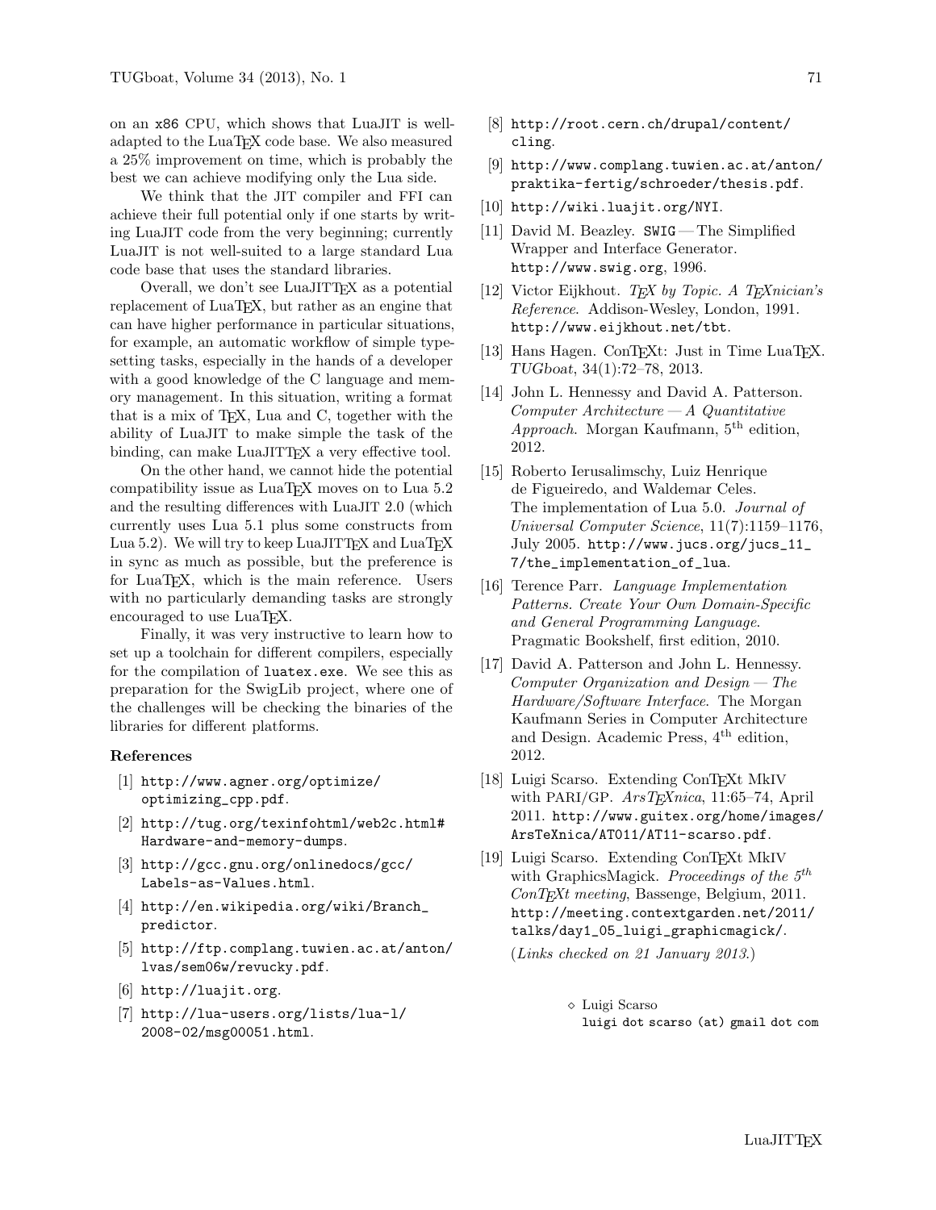on an x86 CPU, which shows that LuaJIT is well-adapted to the LuaTEX code base. We also measured a 25% improvement on time, which is probably the best we can achieve modifying only the Lua side.

We think that the JIT compiler and FFI can achieve their full potential only if one starts by writing LuaJIT code from the very beginning; currently LuaJIT is not well-suited to a large standard Lua code base that uses the standard libraries.

Overall, we don't see LuaJITTEX as a potential replacement of LuaTEX, but rather as an engine that can have higher performance in particular situations, for example, an automatic workflow of simple typesetting tasks, especially in the hands of a developer with a good knowledge of the C language and memory management. In this situation, writing a format that is a mix of TEX, Lua and C, together with the ability of LuaJIT to make simple the task of the binding, can make LuaJITTEX a very effective tool.

On the other hand, we cannot hide the potential compatibility issue as LuaTEX moves on to Lua 5.2 and the resulting differences with LuaJIT 2.0 (which currently uses Lua 5.1 plus some constructs from Lua 5.2). We will try to keep LuaJITTEX and LuaTEX in sync as much as possible, but the preference is for LuaTEX, which is the main reference. Users with no particularly demanding tasks are strongly encouraged to use LuaTEX.

Finally, it was very instructive to learn how to set up a toolchain for different compilers, especially for the compilation of `luatex.exe`. We see this as preparation for the SwigLib project, where one of the challenges will be checking the binaries of the libraries for different platforms.

### References

[1] http://www.agner.org/optimize/optimizing_cpp.pdf.

[2] http://tug.org/texinfohtml/web2c.html#Hardware-and-memory-dumps.

[3] http://gcc.gnu.org/onlinedocs/gcc/Labels-as-Values.html.

[4] http://en.wikipedia.org/wiki/Branch_predictor.

[5] http://ftp.complang.tuwien.ac.at/anton/lvas/sem06w/revucky.pdf.

[6] http://luajit.org.

[7] http://lua-users.org/lists/lua-l/2008-02/msg00051.html.

[8] http://root.cern.ch/drupal/content/cling.

[9] http://www.complang.tuwien.ac.at/anton/praktika-fertig/schroeder/thesis.pdf.

[10] http://wiki.luajit.org/NYI.

[11] David M. Beazley. SWIG — The Simplified Wrapper and Interface Generator. http://www.swig.org, 1996.

[12] Victor Eijkhout. *TEX by Topic. A TEXnician's Reference*. Addison-Wesley, London, 1991. http://www.eijkhout.net/tbt.

[13] Hans Hagen. ConTEXt: Just in Time LuaTEX. *TUGboat*, 34(1):72–78, 2013.

[14] John L. Hennessy and David A. Patterson. *Computer Architecture — A Quantitative Approach*. Morgan Kaufmann, 5th edition, 2012.

[15] Roberto Ierusalimschy, Luiz Henrique de Figueiredo, and Waldemar Celes. The implementation of Lua 5.0. *Journal of Universal Computer Science*, 11(7):1159–1176, July 2005. http://www.jucs.org/jucs_11_7/the_implementation_of_lua.

[16] Terence Parr. *Language Implementation Patterns. Create Your Own Domain-Specific and General Programming Language*. Pragmatic Bookshelf, first edition, 2010.

[17] David A. Patterson and John L. Hennessy. *Computer Organization and Design — The Hardware/Software Interface*. The Morgan Kaufmann Series in Computer Architecture and Design. Academic Press, 4th edition, 2012.

[18] Luigi Scarso. Extending ConTEXt MkIV with PARI/GP. *ArsTEXnica*, 11:65–74, April 2011. http://www.guitex.org/home/images/ArsTeXnica/AT011/AT11-scarso.pdf.

[19] Luigi Scarso. Extending ConTEXt MkIV with GraphicsMagick. *Proceedings of the 5th ConTEXt meeting*, Bassenge, Belgium, 2011. http://meeting.contextgarden.net/2011/talks/day1_05_luigi_graphicmagick/.

(*Links checked on 21 January 2013.*)

⋄ Luigi Scarso
luigi dot scarso (at) gmail dot com